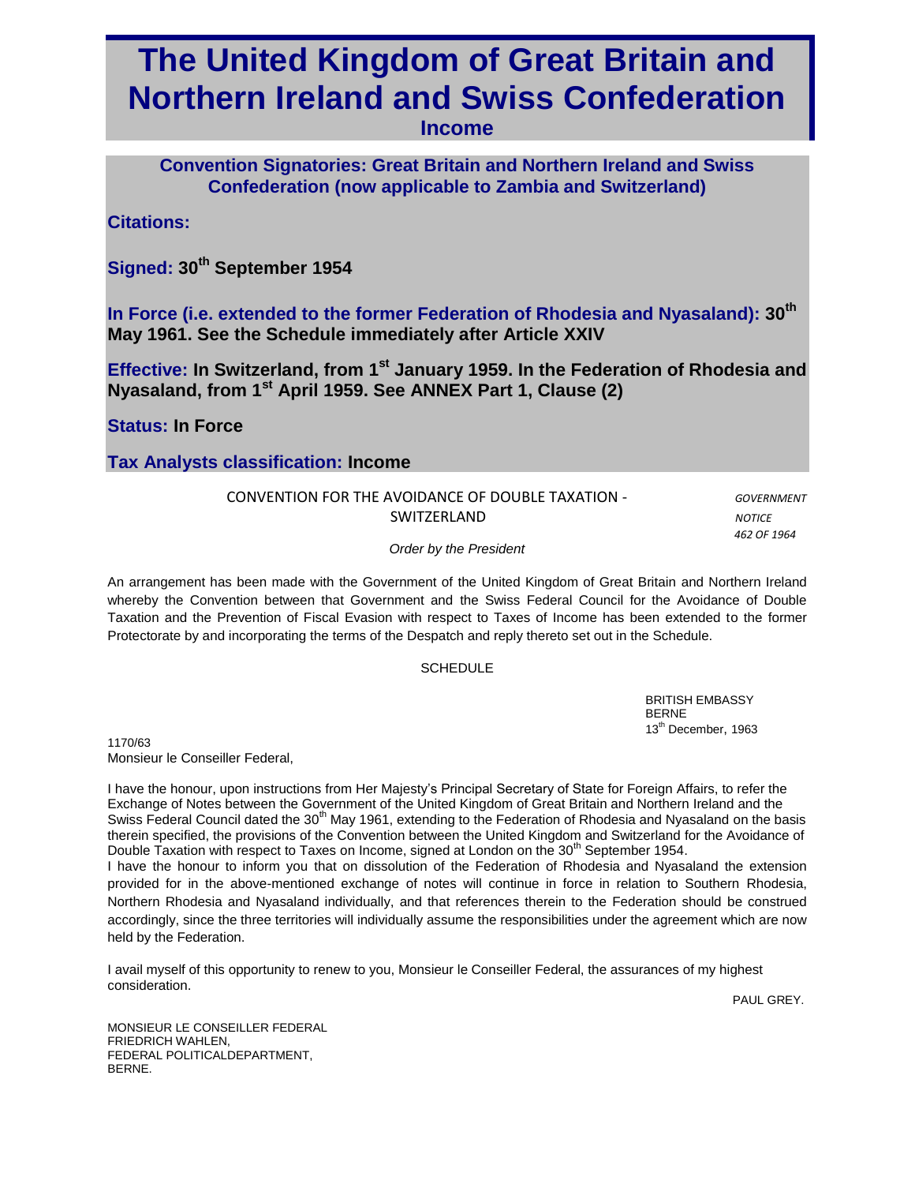# The United Kingdom of Great Britain and Northern Ireland and Swiss Confederation

**Income**

## Convention Signatories: Great Britain and Northern Ireland and Swiss Confederation (now applicable to Zambia and Switzerland)

**Citations:**

**Signed:** **30th September 1954**

**In Force (i.e. extended to the former Federation of Rhodesia and Nyasaland):** **30th May 1961. See the Schedule immediately after Article XXIV**

**Effective:** **In Switzerland, from 1st January 1959. In the Federation of Rhodesia and Nyasaland, from 1st April 1959. See ANNEX Part 1, Clause (2)**

**Status:** **In Force**

**Tax Analysts classification:** **Income**

CONVENTION FOR THE AVOIDANCE OF DOUBLE TAXATION - SWITZERLAND

*GOVERNMENT NOTICE 462 OF 1964*

*Order by the President*

An arrangement has been made with the Government of the United Kingdom of Great Britain and Northern Ireland whereby the Convention between that Government and the Swiss Federal Council for the Avoidance of Double Taxation and the Prevention of Fiscal Evasion with respect to Taxes of Income has been extended to the former Protectorate by and incorporating the terms of the Despatch and reply thereto set out in the Schedule.

SCHEDULE

BRITISH EMBASSY
BERNE
13th December, 1963

1170/63
Monsieur le Conseiller Federal,

I have the honour, upon instructions from Her Majesty's Principal Secretary of State for Foreign Affairs, to refer the Exchange of Notes between the Government of the United Kingdom of Great Britain and Northern Ireland and the Swiss Federal Council dated the 30th May 1961, extending to the Federation of Rhodesia and Nyasaland on the basis therein specified, the provisions of the Convention between the United Kingdom and Switzerland for the Avoidance of Double Taxation with respect to Taxes on Income, signed at London on the 30th September 1954.

I have the honour to inform you that on dissolution of the Federation of Rhodesia and Nyasaland the extension provided for in the above-mentioned exchange of notes will continue in force in relation to Southern Rhodesia, Northern Rhodesia and Nyasaland individually, and that references therein to the Federation should be construed accordingly, since the three territories will individually assume the responsibilities under the agreement which are now held by the Federation.

I avail myself of this opportunity to renew to you, Monsieur le Conseiller Federal, the assurances of my highest consideration.

PAUL GREY.

MONSIEUR LE CONSEILLER FEDERAL
FRIEDRICH WAHLEN,
FEDERAL POLITICALDEPARTMENT,
BERNE.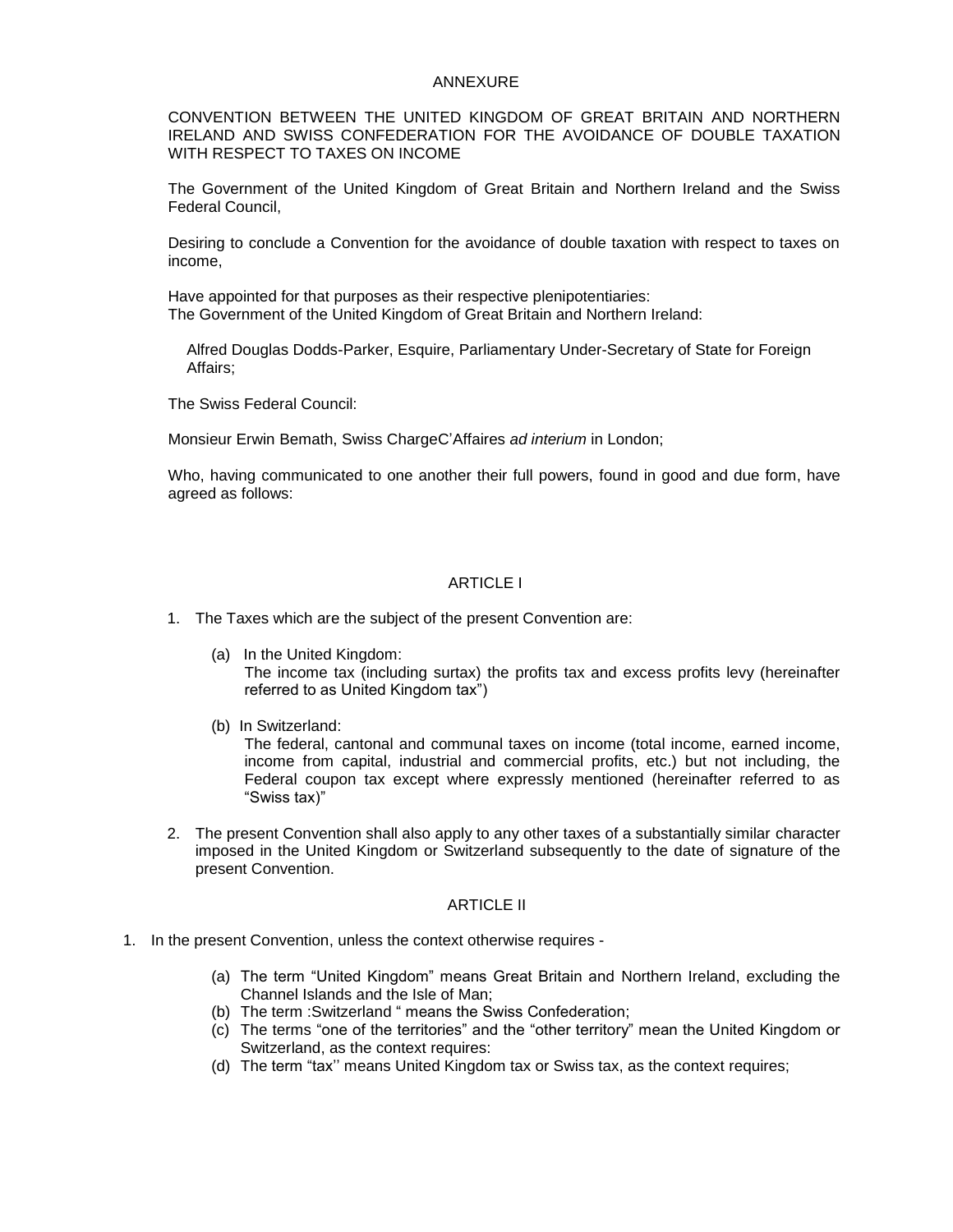ANNEXURE

CONVENTION BETWEEN THE UNITED KINGDOM OF GREAT BRITAIN AND NORTHERN IRELAND AND SWISS CONFEDERATION FOR THE AVOIDANCE OF DOUBLE TAXATION WITH RESPECT TO TAXES ON INCOME

The Government of the United Kingdom of Great Britain and Northern Ireland and the Swiss Federal Council,

Desiring to conclude a Convention for the avoidance of double taxation with respect to taxes on income,

Have appointed for that purposes as their respective plenipotentiaries:
The Government of the United Kingdom of Great Britain and Northern Ireland:

Alfred Douglas Dodds-Parker, Esquire, Parliamentary Under-Secretary of State for Foreign Affairs;

The Swiss Federal Council:

Monsieur Erwin Bemath, Swiss ChargeC'Affaires *ad interium* in London;

Who, having communicated to one another their full powers, found in good and due form, have agreed as follows:

## ARTICLE I

1. The Taxes which are the subject of the present Convention are:

   (a) In the United Kingdom:
   The income tax (including surtax) the profits tax and excess profits levy (hereinafter referred to as United Kingdom tax")

   (b) In Switzerland:
   The federal, cantonal and communal taxes on income (total income, earned income, income from capital, industrial and commercial profits, etc.) but not including, the Federal coupon tax except where expressly mentioned (hereinafter referred to as "Swiss tax)"

2. The present Convention shall also apply to any other taxes of a substantially similar character imposed in the United Kingdom or Switzerland subsequently to the date of signature of the present Convention.

## ARTICLE II

1. In the present Convention, unless the context otherwise requires -

   (a) The term "United Kingdom" means Great Britain and Northern Ireland, excluding the Channel Islands and the Isle of Man;
   (b) The term :Switzerland " means the Swiss Confederation;
   (c) The terms "one of the territories" and the "other territory" mean the United Kingdom or Switzerland, as the context requires:
   (d) The term "tax'' means United Kingdom tax or Swiss tax, as the context requires;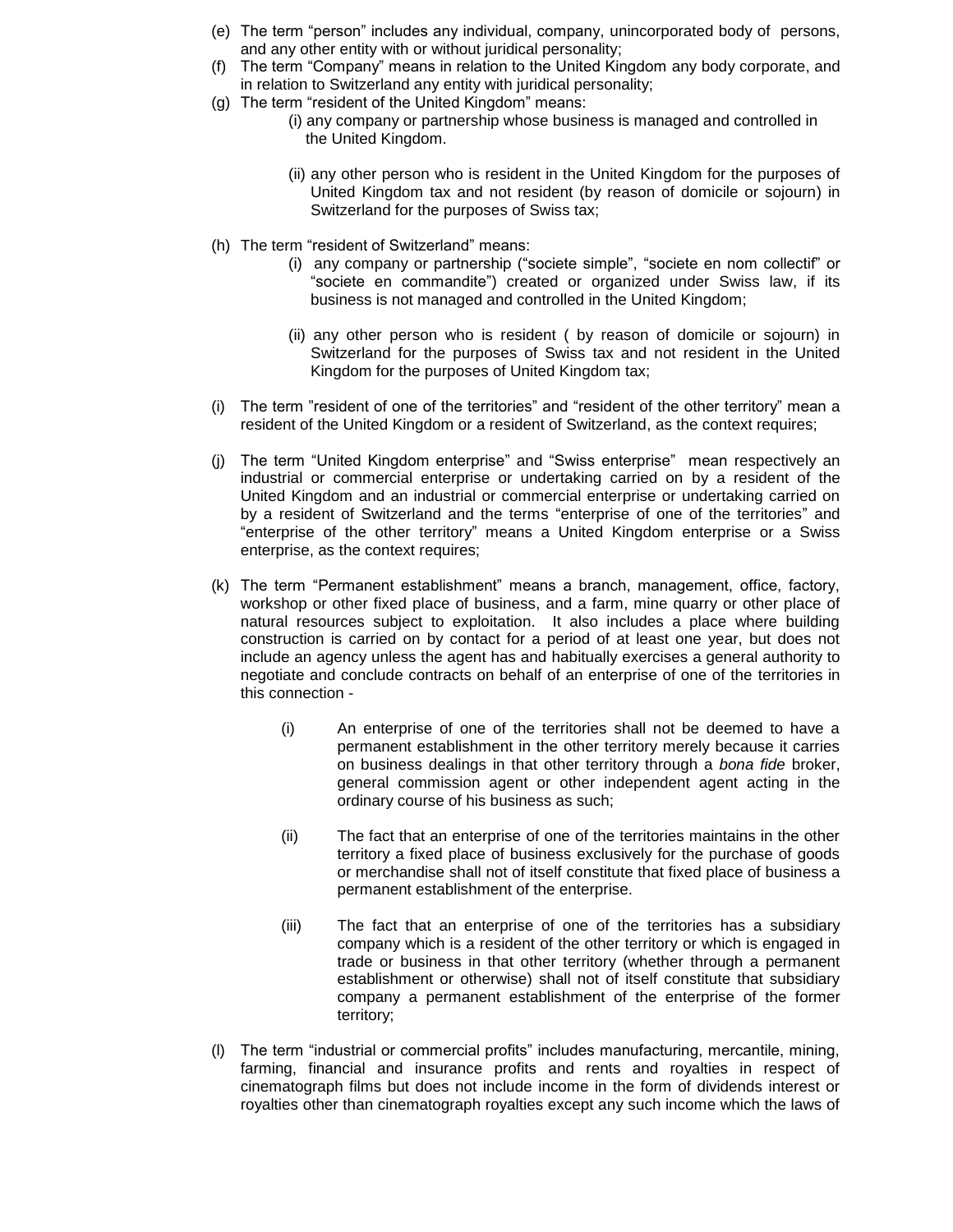(e) The term "person" includes any individual, company, unincorporated body of persons, and any other entity with or without juridical personality;

(f) The term "Company" means in relation to the United Kingdom any body corporate, and in relation to Switzerland any entity with juridical personality;

(g) The term "resident of the United Kingdom" means:

   (i) any company or partnership whose business is managed and controlled in the United Kingdom.

   (ii) any other person who is resident in the United Kingdom for the purposes of United Kingdom tax and not resident (by reason of domicile or sojourn) in Switzerland for the purposes of Swiss tax;

(h) The term "resident of Switzerland" means:

   (i) any company or partnership ("societe simple", "societe en nom collectif" or "societe en commandite") created or organized under Swiss law, if its business is not managed and controlled in the United Kingdom;

   (ii) any other person who is resident ( by reason of domicile or sojourn) in Switzerland for the purposes of Swiss tax and not resident in the United Kingdom for the purposes of United Kingdom tax;

(i) The term "resident of one of the territories" and "resident of the other territory" mean a resident of the United Kingdom or a resident of Switzerland, as the context requires;

(j) The term "United Kingdom enterprise" and "Swiss enterprise" mean respectively an industrial or commercial enterprise or undertaking carried on by a resident of the United Kingdom and an industrial or commercial enterprise or undertaking carried on by a resident of Switzerland and the terms "enterprise of one of the territories" and "enterprise of the other territory" means a United Kingdom enterprise or a Swiss enterprise, as the context requires;

(k) The term "Permanent establishment" means a branch, management, office, factory, workshop or other fixed place of business, and a farm, mine quarry or other place of natural resources subject to exploitation. It also includes a place where building construction is carried on by contact for a period of at least one year, but does not include an agency unless the agent has and habitually exercises a general authority to negotiate and conclude contracts on behalf of an enterprise of one of the territories in this connection -

   (i) An enterprise of one of the territories shall not be deemed to have a permanent establishment in the other territory merely because it carries on business dealings in that other territory through a *bona fide* broker, general commission agent or other independent agent acting in the ordinary course of his business as such;

   (ii) The fact that an enterprise of one of the territories maintains in the other territory a fixed place of business exclusively for the purchase of goods or merchandise shall not of itself constitute that fixed place of business a permanent establishment of the enterprise.

   (iii) The fact that an enterprise of one of the territories has a subsidiary company which is a resident of the other territory or which is engaged in trade or business in that other territory (whether through a permanent establishment or otherwise) shall not of itself constitute that subsidiary company a permanent establishment of the enterprise of the former territory;

(l) The term "industrial or commercial profits" includes manufacturing, mercantile, mining, farming, financial and insurance profits and rents and royalties in respect of cinematograph films but does not include income in the form of dividends interest or royalties other than cinematograph royalties except any such income which the laws of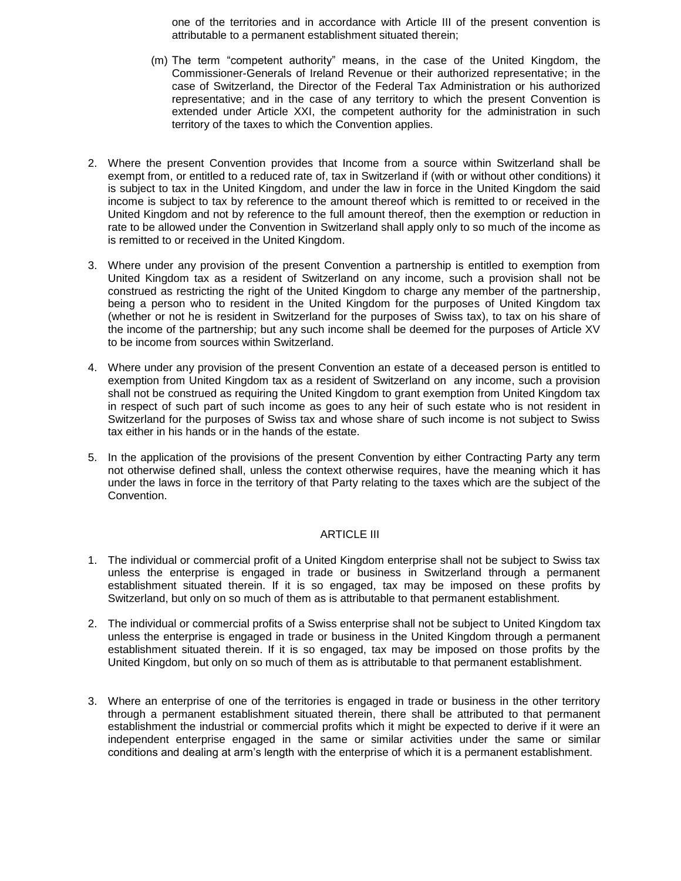one of the territories and in accordance with Article III of the present convention is attributable to a permanent establishment situated therein;

(m) The term "competent authority" means, in the case of the United Kingdom, the Commissioner-Generals of Ireland Revenue or their authorized representative; in the case of Switzerland, the Director of the Federal Tax Administration or his authorized representative; and in the case of any territory to which the present Convention is extended under Article XXI, the competent authority for the administration in such territory of the taxes to which the Convention applies.

2. Where the present Convention provides that Income from a source within Switzerland shall be exempt from, or entitled to a reduced rate of, tax in Switzerland if (with or without other conditions) it is subject to tax in the United Kingdom, and under the law in force in the United Kingdom the said income is subject to tax by reference to the amount thereof which is remitted to or received in the United Kingdom and not by reference to the full amount thereof, then the exemption or reduction in rate to be allowed under the Convention in Switzerland shall apply only to so much of the income as is remitted to or received in the United Kingdom.

3. Where under any provision of the present Convention a partnership is entitled to exemption from United Kingdom tax as a resident of Switzerland on any income, such a provision shall not be construed as restricting the right of the United Kingdom to charge any member of the partnership, being a person who to resident in the United Kingdom for the purposes of United Kingdom tax (whether or not he is resident in Switzerland for the purposes of Swiss tax), to tax on his share of the income of the partnership; but any such income shall be deemed for the purposes of Article XV to be income from sources within Switzerland.

4. Where under any provision of the present Convention an estate of a deceased person is entitled to exemption from United Kingdom tax as a resident of Switzerland on any income, such a provision shall not be construed as requiring the United Kingdom to grant exemption from United Kingdom tax in respect of such part of such income as goes to any heir of such estate who is not resident in Switzerland for the purposes of Swiss tax and whose share of such income is not subject to Swiss tax either in his hands or in the hands of the estate.

5. In the application of the provisions of the present Convention by either Contracting Party any term not otherwise defined shall, unless the context otherwise requires, have the meaning which it has under the laws in force in the territory of that Party relating to the taxes which are the subject of the Convention.

## ARTICLE III

1. The individual or commercial profit of a United Kingdom enterprise shall not be subject to Swiss tax unless the enterprise is engaged in trade or business in Switzerland through a permanent establishment situated therein. If it is so engaged, tax may be imposed on these profits by Switzerland, but only on so much of them as is attributable to that permanent establishment.

2. The individual or commercial profits of a Swiss enterprise shall not be subject to United Kingdom tax unless the enterprise is engaged in trade or business in the United Kingdom through a permanent establishment situated therein. If it is so engaged, tax may be imposed on those profits by the United Kingdom, but only on so much of them as is attributable to that permanent establishment.

3. Where an enterprise of one of the territories is engaged in trade or business in the other territory through a permanent establishment situated therein, there shall be attributed to that permanent establishment the industrial or commercial profits which it might be expected to derive if it were an independent enterprise engaged in the same or similar activities under the same or similar conditions and dealing at arm's length with the enterprise of which it is a permanent establishment.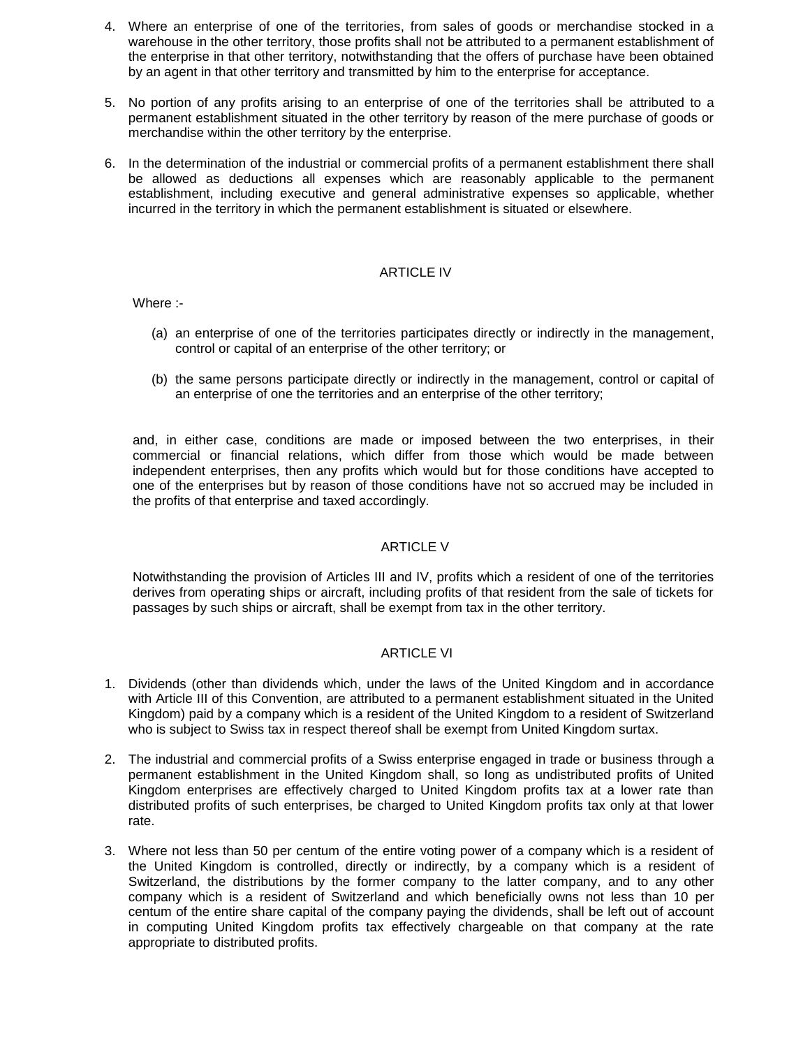4. Where an enterprise of one of the territories, from sales of goods or merchandise stocked in a warehouse in the other territory, those profits shall not be attributed to a permanent establishment of the enterprise in that other territory, notwithstanding that the offers of purchase have been obtained by an agent in that other territory and transmitted by him to the enterprise for acceptance.

5. No portion of any profits arising to an enterprise of one of the territories shall be attributed to a permanent establishment situated in the other territory by reason of the mere purchase of goods or merchandise within the other territory by the enterprise.

6. In the determination of the industrial or commercial profits of a permanent establishment there shall be allowed as deductions all expenses which are reasonably applicable to the permanent establishment, including executive and general administrative expenses so applicable, whether incurred in the territory in which the permanent establishment is situated or elsewhere.

## ARTICLE IV

Where :-

(a) an enterprise of one of the territories participates directly or indirectly in the management, control or capital of an enterprise of the other territory; or

(b) the same persons participate directly or indirectly in the management, control or capital of an enterprise of one the territories and an enterprise of the other territory;

and, in either case, conditions are made or imposed between the two enterprises, in their commercial or financial relations, which differ from those which would be made between independent enterprises, then any profits which would but for those conditions have accepted to one of the enterprises but by reason of those conditions have not so accrued may be included in the profits of that enterprise and taxed accordingly.

## ARTICLE V

Notwithstanding the provision of Articles III and IV, profits which a resident of one of the territories derives from operating ships or aircraft, including profits of that resident from the sale of tickets for passages by such ships or aircraft, shall be exempt from tax in the other territory.

## ARTICLE VI

1. Dividends (other than dividends which, under the laws of the United Kingdom and in accordance with Article III of this Convention, are attributed to a permanent establishment situated in the United Kingdom) paid by a company which is a resident of the United Kingdom to a resident of Switzerland who is subject to Swiss tax in respect thereof shall be exempt from United Kingdom surtax.

2. The industrial and commercial profits of a Swiss enterprise engaged in trade or business through a permanent establishment in the United Kingdom shall, so long as undistributed profits of United Kingdom enterprises are effectively charged to United Kingdom profits tax at a lower rate than distributed profits of such enterprises, be charged to United Kingdom profits tax only at that lower rate.

3. Where not less than 50 per centum of the entire voting power of a company which is a resident of the United Kingdom is controlled, directly or indirectly, by a company which is a resident of Switzerland, the distributions by the former company to the latter company, and to any other company which is a resident of Switzerland and which beneficially owns not less than 10 per centum of the entire share capital of the company paying the dividends, shall be left out of account in computing United Kingdom profits tax effectively chargeable on that company at the rate appropriate to distributed profits.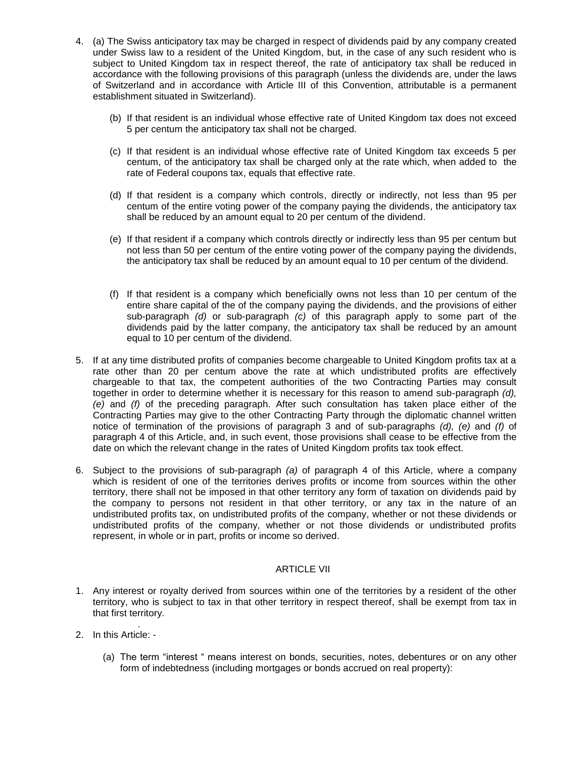4. (a) The Swiss anticipatory tax may be charged in respect of dividends paid by any company created under Swiss law to a resident of the United Kingdom, but, in the case of any such resident who is subject to United Kingdom tax in respect thereof, the rate of anticipatory tax shall be reduced in accordance with the following provisions of this paragraph (unless the dividends are, under the laws of Switzerland and in accordance with Article III of this Convention, attributable is a permanent establishment situated in Switzerland).

   (b) If that resident is an individual whose effective rate of United Kingdom tax does not exceed 5 per centum the anticipatory tax shall not be charged.

   (c) If that resident is an individual whose effective rate of United Kingdom tax exceeds 5 per centum, of the anticipatory tax shall be charged only at the rate which, when added to the rate of Federal coupons tax, equals that effective rate.

   (d) If that resident is a company which controls, directly or indirectly, not less than 95 per centum of the entire voting power of the company paying the dividends, the anticipatory tax shall be reduced by an amount equal to 20 per centum of the dividend.

   (e) If that resident if a company which controls directly or indirectly less than 95 per centum but not less than 50 per centum of the entire voting power of the company paying the dividends, the anticipatory tax shall be reduced by an amount equal to 10 per centum of the dividend.

   (f) If that resident is a company which beneficially owns not less than 10 per centum of the entire share capital of the of the company paying the dividends, and the provisions of either sub-paragraph *(d)* or sub-paragraph *(c)* of this paragraph apply to some part of the dividends paid by the latter company, the anticipatory tax shall be reduced by an amount equal to 10 per centum of the dividend.

5. If at any time distributed profits of companies become chargeable to United Kingdom profits tax at a rate other than 20 per centum above the rate at which undistributed profits are effectively chargeable to that tax, the competent authorities of the two Contracting Parties may consult together in order to determine whether it is necessary for this reason to amend sub-paragraph *(d), (e)* and *(f)* of the preceding paragraph. After such consultation has taken place either of the Contracting Parties may give to the other Contracting Party through the diplomatic channel written notice of termination of the provisions of paragraph 3 and of sub-paragraphs *(d), (e)* and *(f)* of paragraph 4 of this Article, and, in such event, those provisions shall cease to be effective from the date on which the relevant change in the rates of United Kingdom profits tax took effect.

6. Subject to the provisions of sub-paragraph *(a)* of paragraph 4 of this Article, where a company which is resident of one of the territories derives profits or income from sources within the other territory, there shall not be imposed in that other territory any form of taxation on dividends paid by the company to persons not resident in that other territory, or any tax in the nature of an undistributed profits tax, on undistributed profits of the company, whether or not these dividends or undistributed profits of the company, whether or not those dividends or undistributed profits represent, in whole or in part, profits or income so derived.

## ARTICLE VII

1. Any interest or royalty derived from sources within one of the territories by a resident of the other territory, who is subject to tax in that other territory in respect thereof, shall be exempt from tax in that first territory.

2. In this Article: -

   (a) The term "interest " means interest on bonds, securities, notes, debentures or on any other form of indebtedness (including mortgages or bonds accrued on real property):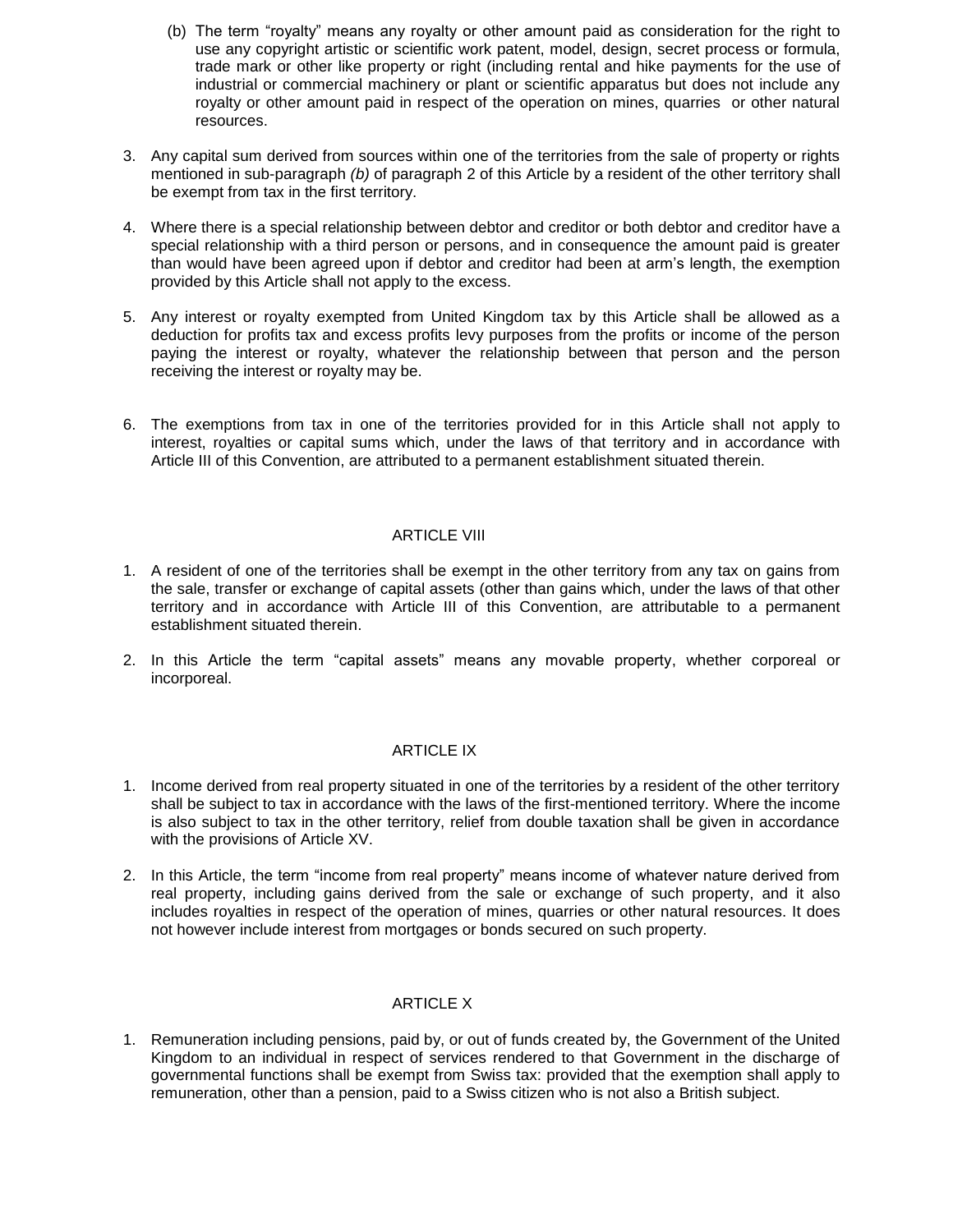(b) The term "royalty" means any royalty or other amount paid as consideration for the right to use any copyright artistic or scientific work patent, model, design, secret process or formula, trade mark or other like property or right (including rental and hike payments for the use of industrial or commercial machinery or plant or scientific apparatus but does not include any royalty or other amount paid in respect of the operation on mines, quarries or other natural resources.

3. Any capital sum derived from sources within one of the territories from the sale of property or rights mentioned in sub-paragraph *(b)* of paragraph 2 of this Article by a resident of the other territory shall be exempt from tax in the first territory.

4. Where there is a special relationship between debtor and creditor or both debtor and creditor have a special relationship with a third person or persons, and in consequence the amount paid is greater than would have been agreed upon if debtor and creditor had been at arm's length, the exemption provided by this Article shall not apply to the excess.

5. Any interest or royalty exempted from United Kingdom tax by this Article shall be allowed as a deduction for profits tax and excess profits levy purposes from the profits or income of the person paying the interest or royalty, whatever the relationship between that person and the person receiving the interest or royalty may be.

6. The exemptions from tax in one of the territories provided for in this Article shall not apply to interest, royalties or capital sums which, under the laws of that territory and in accordance with Article III of this Convention, are attributed to a permanent establishment situated therein.

## ARTICLE VIII

1. A resident of one of the territories shall be exempt in the other territory from any tax on gains from the sale, transfer or exchange of capital assets (other than gains which, under the laws of that other territory and in accordance with Article III of this Convention, are attributable to a permanent establishment situated therein.

2. In this Article the term "capital assets" means any movable property, whether corporeal or incorporeal.

## ARTICLE IX

1. Income derived from real property situated in one of the territories by a resident of the other territory shall be subject to tax in accordance with the laws of the first-mentioned territory. Where the income is also subject to tax in the other territory, relief from double taxation shall be given in accordance with the provisions of Article XV.

2. In this Article, the term "income from real property" means income of whatever nature derived from real property, including gains derived from the sale or exchange of such property, and it also includes royalties in respect of the operation of mines, quarries or other natural resources. It does not however include interest from mortgages or bonds secured on such property.

## ARTICLE X

1. Remuneration including pensions, paid by, or out of funds created by, the Government of the United Kingdom to an individual in respect of services rendered to that Government in the discharge of governmental functions shall be exempt from Swiss tax: provided that the exemption shall apply to remuneration, other than a pension, paid to a Swiss citizen who is not also a British subject.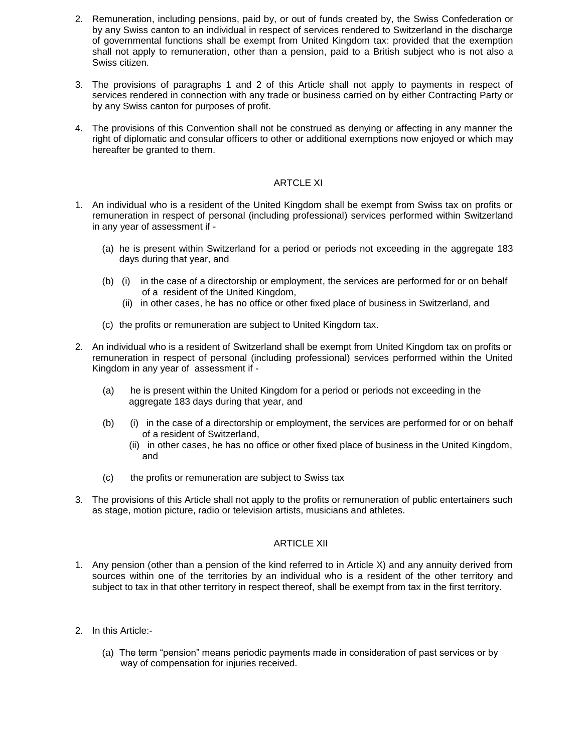2. Remuneration, including pensions, paid by, or out of funds created by, the Swiss Confederation or by any Swiss canton to an individual in respect of services rendered to Switzerland in the discharge of governmental functions shall be exempt from United Kingdom tax: provided that the exemption shall not apply to remuneration, other than a pension, paid to a British subject who is not also a Swiss citizen.

3. The provisions of paragraphs 1 and 2 of this Article shall not apply to payments in respect of services rendered in connection with any trade or business carried on by either Contracting Party or by any Swiss canton for purposes of profit.

4. The provisions of this Convention shall not be construed as denying or affecting in any manner the right of diplomatic and consular officers to other or additional exemptions now enjoyed or which may hereafter be granted to them.

## ARTCLE XI

1. An individual who is a resident of the United Kingdom shall be exempt from Swiss tax on profits or remuneration in respect of personal (including professional) services performed within Switzerland in any year of assessment if -

   (a) he is present within Switzerland for a period or periods not exceeding in the aggregate 183 days during that year, and

   (b) (i) in the case of a directorship or employment, the services are performed for or on behalf of a resident of the United Kingdom,
   (ii) in other cases, he has no office or other fixed place of business in Switzerland, and

   (c) the profits or remuneration are subject to United Kingdom tax.

2. An individual who is a resident of Switzerland shall be exempt from United Kingdom tax on profits or remuneration in respect of personal (including professional) services performed within the United Kingdom in any year of assessment if -

   (a) he is present within the United Kingdom for a period or periods not exceeding in the aggregate 183 days during that year, and

   (b) (i) in the case of a directorship or employment, the services are performed for or on behalf of a resident of Switzerland,
   (ii) in other cases, he has no office or other fixed place of business in the United Kingdom, and

   (c) the profits or remuneration are subject to Swiss tax

3. The provisions of this Article shall not apply to the profits or remuneration of public entertainers such as stage, motion picture, radio or television artists, musicians and athletes.

## ARTICLE XII

1. Any pension (other than a pension of the kind referred to in Article X) and any annuity derived from sources within one of the territories by an individual who is a resident of the other territory and subject to tax in that other territory in respect thereof, shall be exempt from tax in the first territory.

2. In this Article:-

   (a) The term “pension” means periodic payments made in consideration of past services or by way of compensation for injuries received.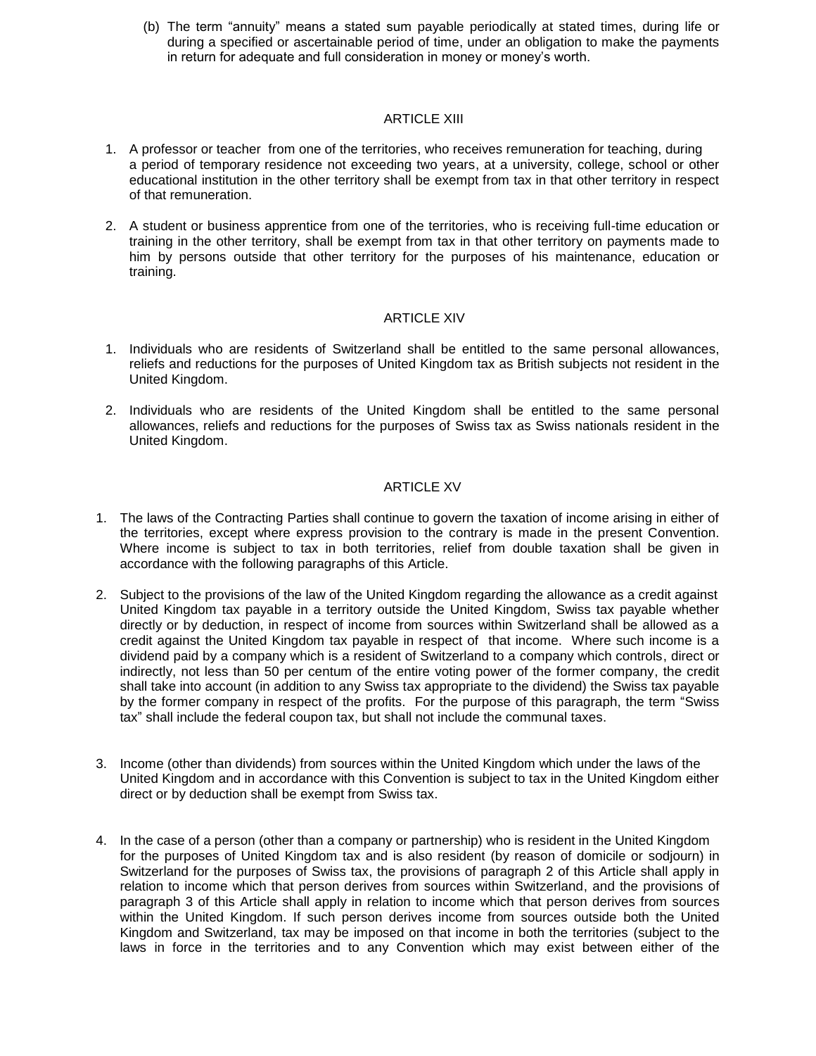(b) The term “annuity” means a stated sum payable periodically at stated times, during life or during a specified or ascertainable period of time, under an obligation to make the payments in return for adequate and full consideration in money or money’s worth.

## ARTICLE XIII

1. A professor or teacher from one of the territories, who receives remuneration for teaching, during a period of temporary residence not exceeding two years, at a university, college, school or other educational institution in the other territory shall be exempt from tax in that other territory in respect of that remuneration.

2. A student or business apprentice from one of the territories, who is receiving full-time education or training in the other territory, shall be exempt from tax in that other territory on payments made to him by persons outside that other territory for the purposes of his maintenance, education or training.

## ARTICLE XIV

1. Individuals who are residents of Switzerland shall be entitled to the same personal allowances, reliefs and reductions for the purposes of United Kingdom tax as British subjects not resident in the United Kingdom.

2. Individuals who are residents of the United Kingdom shall be entitled to the same personal allowances, reliefs and reductions for the purposes of Swiss tax as Swiss nationals resident in the United Kingdom.

## ARTICLE XV

1. The laws of the Contracting Parties shall continue to govern the taxation of income arising in either of the territories, except where express provision to the contrary is made in the present Convention. Where income is subject to tax in both territories, relief from double taxation shall be given in accordance with the following paragraphs of this Article.

2. Subject to the provisions of the law of the United Kingdom regarding the allowance as a credit against United Kingdom tax payable in a territory outside the United Kingdom, Swiss tax payable whether directly or by deduction, in respect of income from sources within Switzerland shall be allowed as a credit against the United Kingdom tax payable in respect of that income. Where such income is a dividend paid by a company which is a resident of Switzerland to a company which controls, direct or indirectly, not less than 50 per centum of the entire voting power of the former company, the credit shall take into account (in addition to any Swiss tax appropriate to the dividend) the Swiss tax payable by the former company in respect of the profits. For the purpose of this paragraph, the term “Swiss tax” shall include the federal coupon tax, but shall not include the communal taxes.

3. Income (other than dividends) from sources within the United Kingdom which under the laws of the United Kingdom and in accordance with this Convention is subject to tax in the United Kingdom either direct or by deduction shall be exempt from Swiss tax.

4. In the case of a person (other than a company or partnership) who is resident in the United Kingdom for the purposes of United Kingdom tax and is also resident (by reason of domicile or sodjourn) in Switzerland for the purposes of Swiss tax, the provisions of paragraph 2 of this Article shall apply in relation to income which that person derives from sources within Switzerland, and the provisions of paragraph 3 of this Article shall apply in relation to income which that person derives from sources within the United Kingdom. If such person derives income from sources outside both the United Kingdom and Switzerland, tax may be imposed on that income in both the territories (subject to the laws in force in the territories and to any Convention which may exist between either of the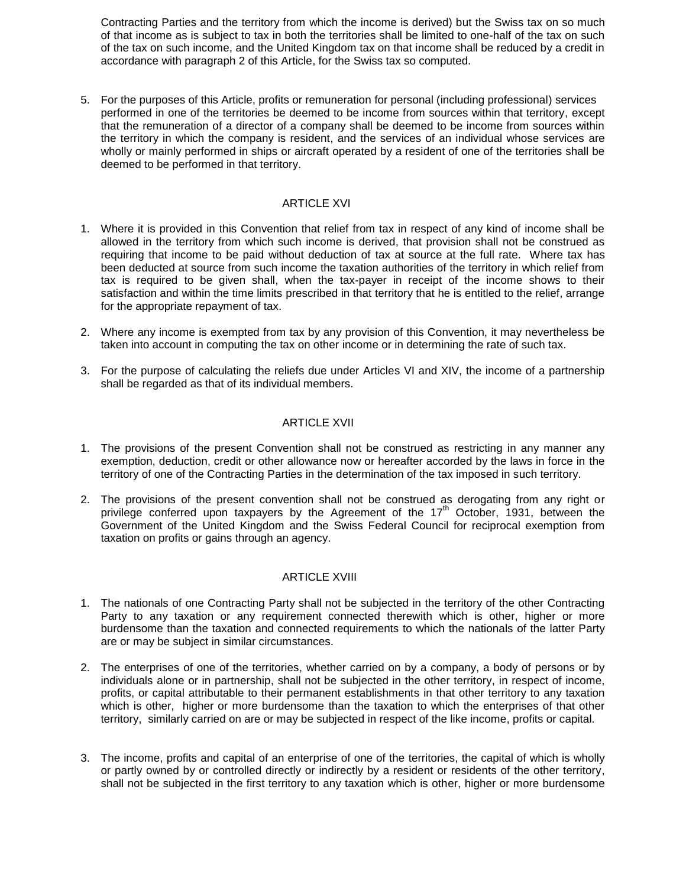Contracting Parties and the territory from which the income is derived) but the Swiss tax on so much of that income as is subject to tax in both the territories shall be limited to one-half of the tax on such of the tax on such income, and the United Kingdom tax on that income shall be reduced by a credit in accordance with paragraph 2 of this Article, for the Swiss tax so computed.

5. For the purposes of this Article, profits or remuneration for personal (including professional) services performed in one of the territories be deemed to be income from sources within that territory, except that the remuneration of a director of a company shall be deemed to be income from sources within the territory in which the company is resident, and the services of an individual whose services are wholly or mainly performed in ships or aircraft operated by a resident of one of the territories shall be deemed to be performed in that territory.

## ARTICLE XVI

1. Where it is provided in this Convention that relief from tax in respect of any kind of income shall be allowed in the territory from which such income is derived, that provision shall not be construed as requiring that income to be paid without deduction of tax at source at the full rate. Where tax has been deducted at source from such income the taxation authorities of the territory in which relief from tax is required to be given shall, when the tax-payer in receipt of the income shows to their satisfaction and within the time limits prescribed in that territory that he is entitled to the relief, arrange for the appropriate repayment of tax.

2. Where any income is exempted from tax by any provision of this Convention, it may nevertheless be taken into account in computing the tax on other income or in determining the rate of such tax.

3. For the purpose of calculating the reliefs due under Articles VI and XIV, the income of a partnership shall be regarded as that of its individual members.

## ARTICLE XVII

1. The provisions of the present Convention shall not be construed as restricting in any manner any exemption, deduction, credit or other allowance now or hereafter accorded by the laws in force in the territory of one of the Contracting Parties in the determination of the tax imposed in such territory.

2. The provisions of the present convention shall not be construed as derogating from any right or privilege conferred upon taxpayers by the Agreement of the 17th October, 1931, between the Government of the United Kingdom and the Swiss Federal Council for reciprocal exemption from taxation on profits or gains through an agency.

## ARTICLE XVIII

1. The nationals of one Contracting Party shall not be subjected in the territory of the other Contracting Party to any taxation or any requirement connected therewith which is other, higher or more burdensome than the taxation and connected requirements to which the nationals of the latter Party are or may be subject in similar circumstances.

2. The enterprises of one of the territories, whether carried on by a company, a body of persons or by individuals alone or in partnership, shall not be subjected in the other territory, in respect of income, profits, or capital attributable to their permanent establishments in that other territory to any taxation which is other, higher or more burdensome than the taxation to which the enterprises of that other territory, similarly carried on are or may be subjected in respect of the like income, profits or capital.

3. The income, profits and capital of an enterprise of one of the territories, the capital of which is wholly or partly owned by or controlled directly or indirectly by a resident or residents of the other territory, shall not be subjected in the first territory to any taxation which is other, higher or more burdensome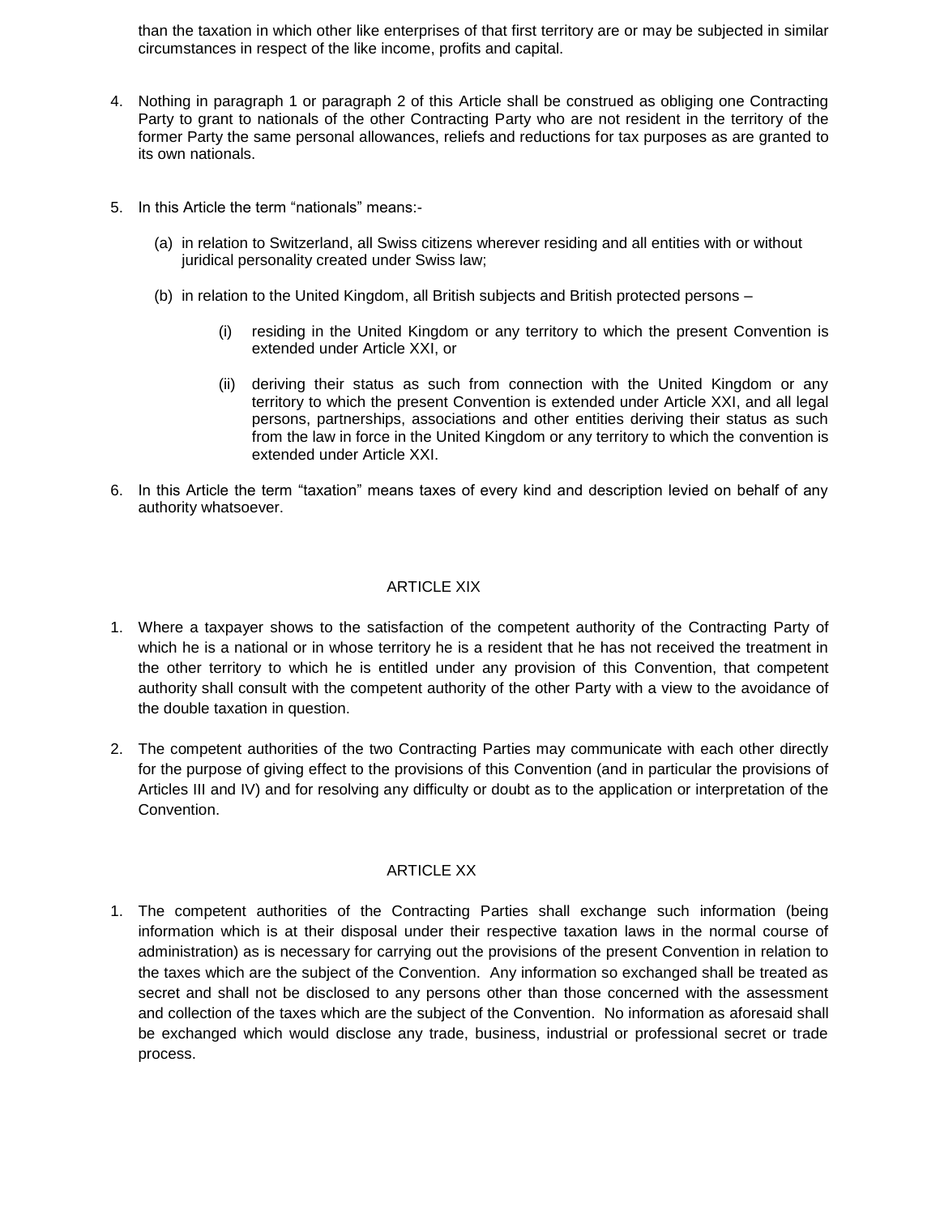than the taxation in which other like enterprises of that first territory are or may be subjected in similar circumstances in respect of the like income, profits and capital.

4. Nothing in paragraph 1 or paragraph 2 of this Article shall be construed as obliging one Contracting Party to grant to nationals of the other Contracting Party who are not resident in the territory of the former Party the same personal allowances, reliefs and reductions for tax purposes as are granted to its own nationals.

5. In this Article the term "nationals" means:-

   (a) in relation to Switzerland, all Swiss citizens wherever residing and all entities with or without juridical personality created under Swiss law;

   (b) in relation to the United Kingdom, all British subjects and British protected persons –

      (i) residing in the United Kingdom or any territory to which the present Convention is extended under Article XXI, or

      (ii) deriving their status as such from connection with the United Kingdom or any territory to which the present Convention is extended under Article XXI, and all legal persons, partnerships, associations and other entities deriving their status as such from the law in force in the United Kingdom or any territory to which the convention is extended under Article XXI.

6. In this Article the term "taxation" means taxes of every kind and description levied on behalf of any authority whatsoever.

## ARTICLE XIX

1. Where a taxpayer shows to the satisfaction of the competent authority of the Contracting Party of which he is a national or in whose territory he is a resident that he has not received the treatment in the other territory to which he is entitled under any provision of this Convention, that competent authority shall consult with the competent authority of the other Party with a view to the avoidance of the double taxation in question.

2. The competent authorities of the two Contracting Parties may communicate with each other directly for the purpose of giving effect to the provisions of this Convention (and in particular the provisions of Articles III and IV) and for resolving any difficulty or doubt as to the application or interpretation of the Convention.

## ARTICLE XX

1. The competent authorities of the Contracting Parties shall exchange such information (being information which is at their disposal under their respective taxation laws in the normal course of administration) as is necessary for carrying out the provisions of the present Convention in relation to the taxes which are the subject of the Convention. Any information so exchanged shall be treated as secret and shall not be disclosed to any persons other than those concerned with the assessment and collection of the taxes which are the subject of the Convention. No information as aforesaid shall be exchanged which would disclose any trade, business, industrial or professional secret or trade process.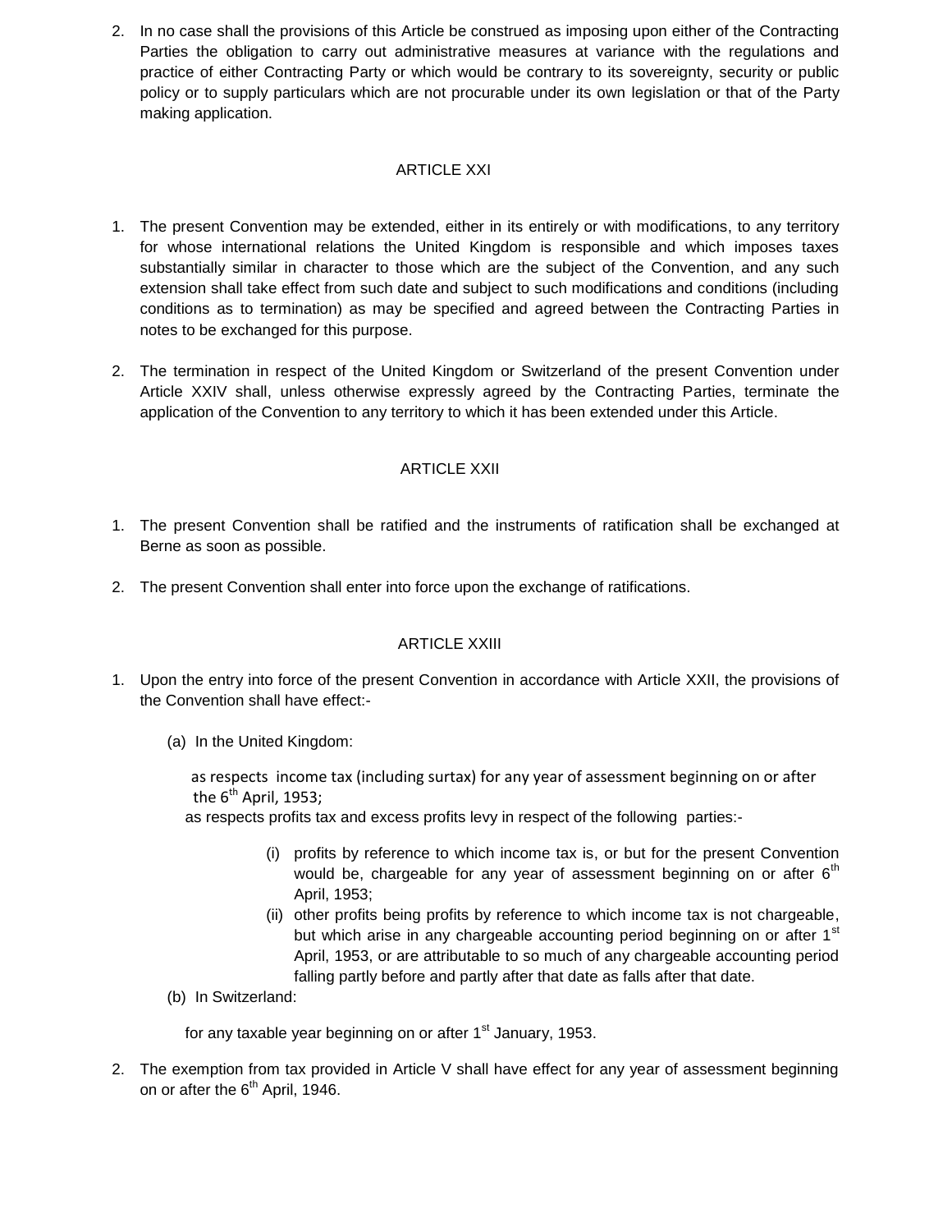2. In no case shall the provisions of this Article be construed as imposing upon either of the Contracting Parties the obligation to carry out administrative measures at variance with the regulations and practice of either Contracting Party or which would be contrary to its sovereignty, security or public policy or to supply particulars which are not procurable under its own legislation or that of the Party making application.

### ARTICLE XXI

1. The present Convention may be extended, either in its entirely or with modifications, to any territory for whose international relations the United Kingdom is responsible and which imposes taxes substantially similar in character to those which are the subject of the Convention, and any such extension shall take effect from such date and subject to such modifications and conditions (including conditions as to termination) as may be specified and agreed between the Contracting Parties in notes to be exchanged for this purpose.

2. The termination in respect of the United Kingdom or Switzerland of the present Convention under Article XXIV shall, unless otherwise expressly agreed by the Contracting Parties, terminate the application of the Convention to any territory to which it has been extended under this Article.

### ARTICLE XXII

1. The present Convention shall be ratified and the instruments of ratification shall be exchanged at Berne as soon as possible.

2. The present Convention shall enter into force upon the exchange of ratifications.

### ARTICLE XXIII

1. Upon the entry into force of the present Convention in accordance with Article XXII, the provisions of the Convention shall have effect:-

   (a) In the United Kingdom:

   as respects income tax (including surtax) for any year of assessment beginning on or after the 6th April, 1953;

   as respects profits tax and excess profits levy in respect of the following parties:-

   (i) profits by reference to which income tax is, or but for the present Convention would be, chargeable for any year of assessment beginning on or after 6th April, 1953;

   (ii) other profits being profits by reference to which income tax is not chargeable, but which arise in any chargeable accounting period beginning on or after 1st April, 1953, or are attributable to so much of any chargeable accounting period falling partly before and partly after that date as falls after that date.

   (b) In Switzerland:

   for any taxable year beginning on or after 1st January, 1953.

2. The exemption from tax provided in Article V shall have effect for any year of assessment beginning on or after the 6th April, 1946.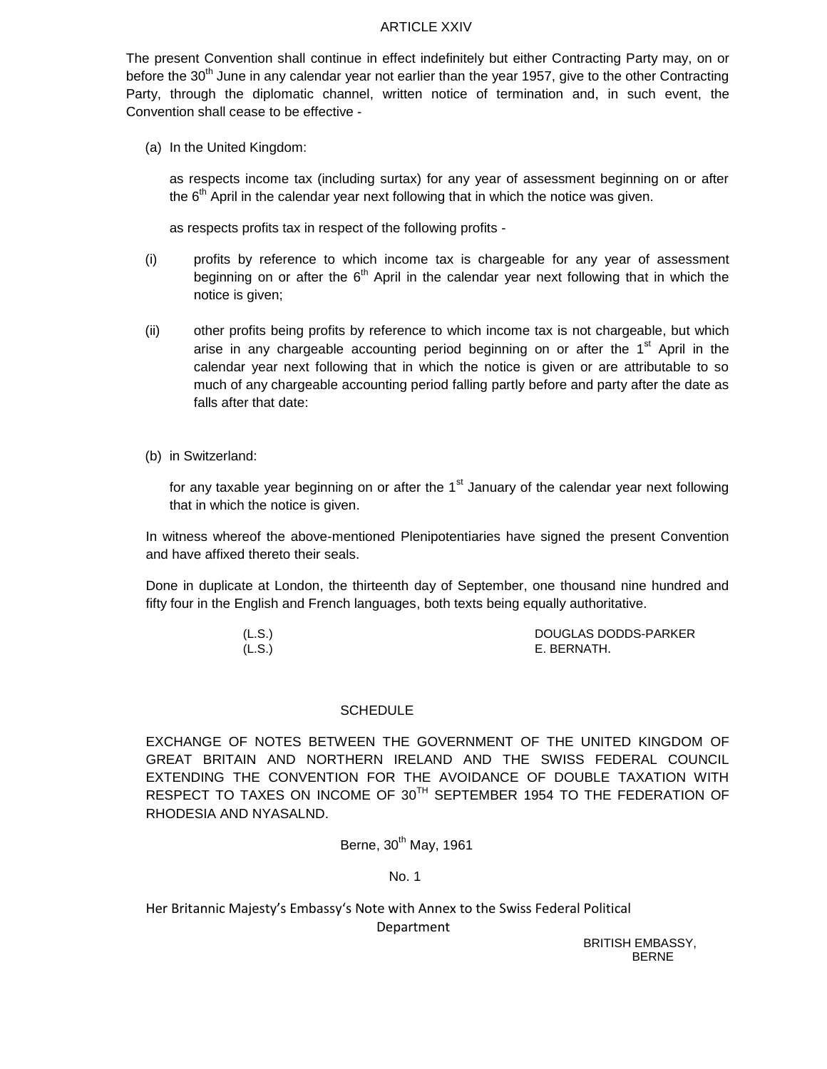## ARTICLE XXIV

The present Convention shall continue in effect indefinitely but either Contracting Party may, on or before the 30th June in any calendar year not earlier than the year 1957, give to the other Contracting Party, through the diplomatic channel, written notice of termination and, in such event, the Convention shall cease to be effective -

(a) In the United Kingdom:

as respects income tax (including surtax) for any year of assessment beginning on or after the 6th April in the calendar year next following that in which the notice was given.

as respects profits tax in respect of the following profits -

(i) profits by reference to which income tax is chargeable for any year of assessment beginning on or after the 6th April in the calendar year next following that in which the notice is given;

(ii) other profits being profits by reference to which income tax is not chargeable, but which arise in any chargeable accounting period beginning on or after the 1st April in the calendar year next following that in which the notice is given or are attributable to so much of any chargeable accounting period falling partly before and party after the date as falls after that date:

(b) in Switzerland:

for any taxable year beginning on or after the 1st January of the calendar year next following that in which the notice is given.

In witness whereof the above-mentioned Plenipotentiaries have signed the present Convention and have affixed thereto their seals.

Done in duplicate at London, the thirteenth day of September, one thousand nine hundred and fifty four in the English and French languages, both texts being equally authoritative.

(L.S.) DOUGLAS DODDS-PARKER
(L.S.) E. BERNATH.

## SCHEDULE

EXCHANGE OF NOTES BETWEEN THE GOVERNMENT OF THE UNITED KINGDOM OF GREAT BRITAIN AND NORTHERN IRELAND AND THE SWISS FEDERAL COUNCIL EXTENDING THE CONVENTION FOR THE AVOIDANCE OF DOUBLE TAXATION WITH RESPECT TO TAXES ON INCOME OF 30TH SEPTEMBER 1954 TO THE FEDERATION OF RHODESIA AND NYASALND.

Berne, 30th May, 1961

No. 1

Her Britannic Majesty's Embassy's Note with Annex to the Swiss Federal Political Department

BRITISH EMBASSY,
BERNE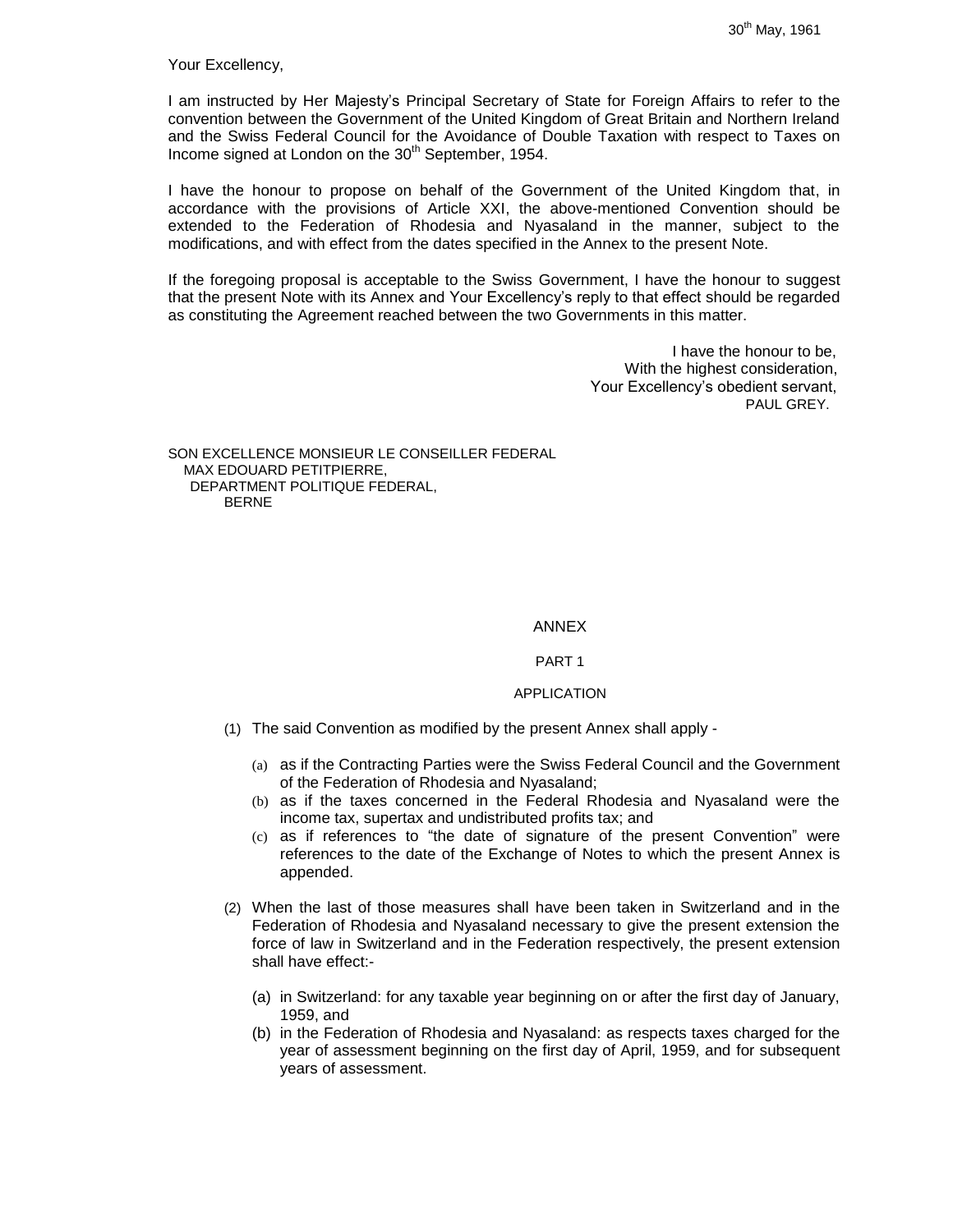30th May, 1961

Your Excellency,

I am instructed by Her Majesty's Principal Secretary of State for Foreign Affairs to refer to the convention between the Government of the United Kingdom of Great Britain and Northern Ireland and the Swiss Federal Council for the Avoidance of Double Taxation with respect to Taxes on Income signed at London on the 30th September, 1954.

I have the honour to propose on behalf of the Government of the United Kingdom that, in accordance with the provisions of Article XXI, the above-mentioned Convention should be extended to the Federation of Rhodesia and Nyasaland in the manner, subject to the modifications, and with effect from the dates specified in the Annex to the present Note.

If the foregoing proposal is acceptable to the Swiss Government, I have the honour to suggest that the present Note with its Annex and Your Excellency's reply to that effect should be regarded as constituting the Agreement reached between the two Governments in this matter.

I have the honour to be,  
With the highest consideration,  
Your Excellency's obedient servant,  
PAUL GREY.

SON EXCELLENCE MONSIEUR LE CONSEILLER FEDERAL  
MAX EDOUARD PETITPIERRE,  
DEPARTMENT POLITIQUE FEDERAL,  
BERNE

## ANNEX

### PART 1

### APPLICATION

(1) The said Convention as modified by the present Annex shall apply -

(a) as if the Contracting Parties were the Swiss Federal Council and the Government of the Federation of Rhodesia and Nyasaland;

(b) as if the taxes concerned in the Federal Rhodesia and Nyasaland were the income tax, supertax and undistributed profits tax; and

(c) as if references to "the date of signature of the present Convention" were references to the date of the Exchange of Notes to which the present Annex is appended.

(2) When the last of those measures shall have been taken in Switzerland and in the Federation of Rhodesia and Nyasaland necessary to give the present extension the force of law in Switzerland and in the Federation respectively, the present extension shall have effect:-

(a) in Switzerland: for any taxable year beginning on or after the first day of January, 1959, and

(b) in the Federation of Rhodesia and Nyasaland: as respects taxes charged for the year of assessment beginning on the first day of April, 1959, and for subsequent years of assessment.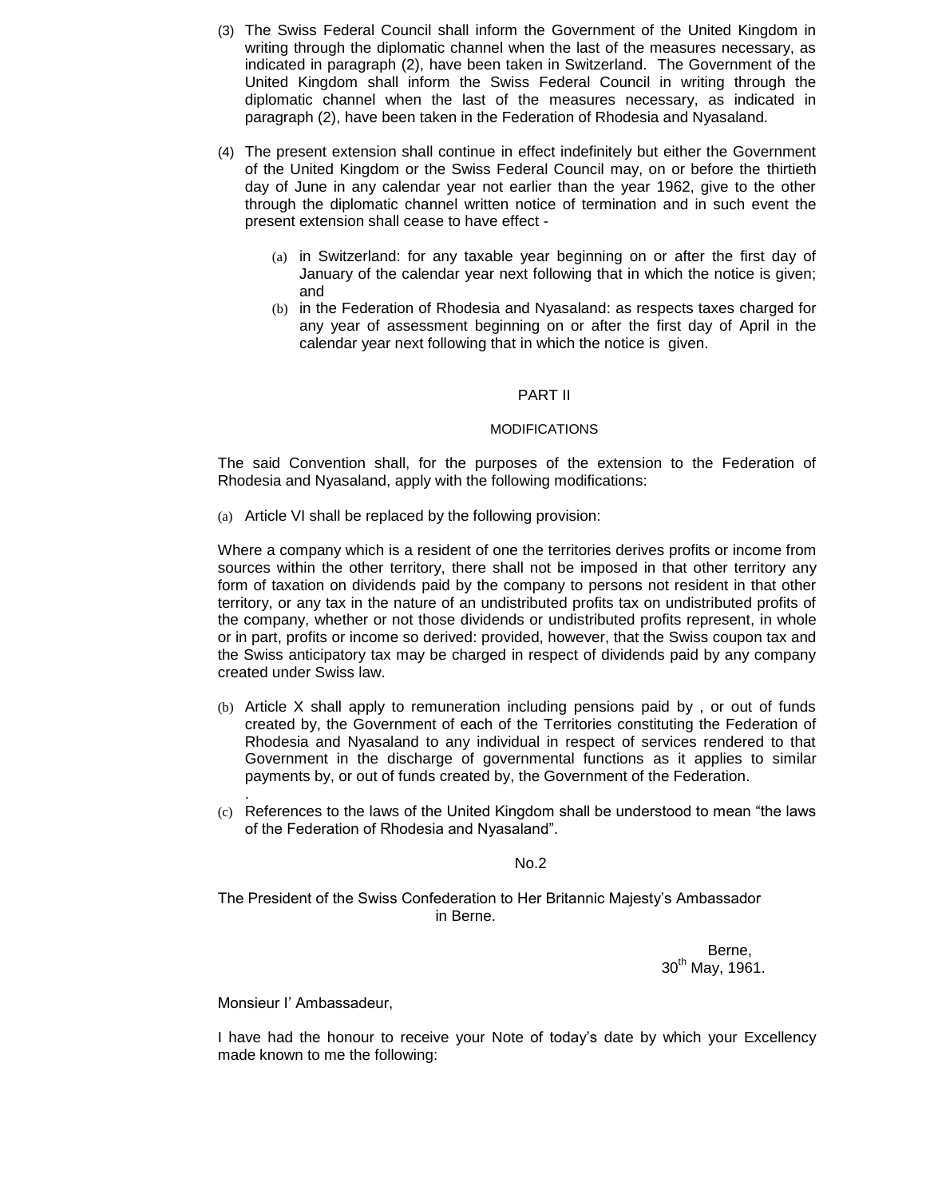(3) The Swiss Federal Council shall inform the Government of the United Kingdom in writing through the diplomatic channel when the last of the measures necessary, as indicated in paragraph (2), have been taken in Switzerland. The Government of the United Kingdom shall inform the Swiss Federal Council in writing through the diplomatic channel when the last of the measures necessary, as indicated in paragraph (2), have been taken in the Federation of Rhodesia and Nyasaland.

(4) The present extension shall continue in effect indefinitely but either the Government of the United Kingdom or the Swiss Federal Council may, on or before the thirtieth day of June in any calendar year not earlier than the year 1962, give to the other through the diplomatic channel written notice of termination and in such event the present extension shall cease to have effect -

(a) in Switzerland: for any taxable year beginning on or after the first day of January of the calendar year next following that in which the notice is given; and

(b) in the Federation of Rhodesia and Nyasaland: as respects taxes charged for any year of assessment beginning on or after the first day of April in the calendar year next following that in which the notice is given.

## PART II

### MODIFICATIONS

The said Convention shall, for the purposes of the extension to the Federation of Rhodesia and Nyasaland, apply with the following modifications:

(a) Article VI shall be replaced by the following provision:

Where a company which is a resident of one the territories derives profits or income from sources within the other territory, there shall not be imposed in that other territory any form of taxation on dividends paid by the company to persons not resident in that other territory, or any tax in the nature of an undistributed profits tax on undistributed profits of the company, whether or not those dividends or undistributed profits represent, in whole or in part, profits or income so derived: provided, however, that the Swiss coupon tax and the Swiss anticipatory tax may be charged in respect of dividends paid by any company created under Swiss law.

(b) Article X shall apply to remuneration including pensions paid by , or out of funds created by, the Government of each of the Territories constituting the Federation of Rhodesia and Nyasaland to any individual in respect of services rendered to that Government in the discharge of governmental functions as it applies to similar payments by, or out of funds created by, the Government of the Federation.

(c) References to the laws of the United Kingdom shall be understood to mean "the laws of the Federation of Rhodesia and Nyasaland".

No.2

The President of the Swiss Confederation to Her Britannic Majesty's Ambassador in Berne.

Berne,
30th May, 1961.

Monsieur l' Ambassadeur,

I have had the honour to receive your Note of today's date by which your Excellency made known to me the following: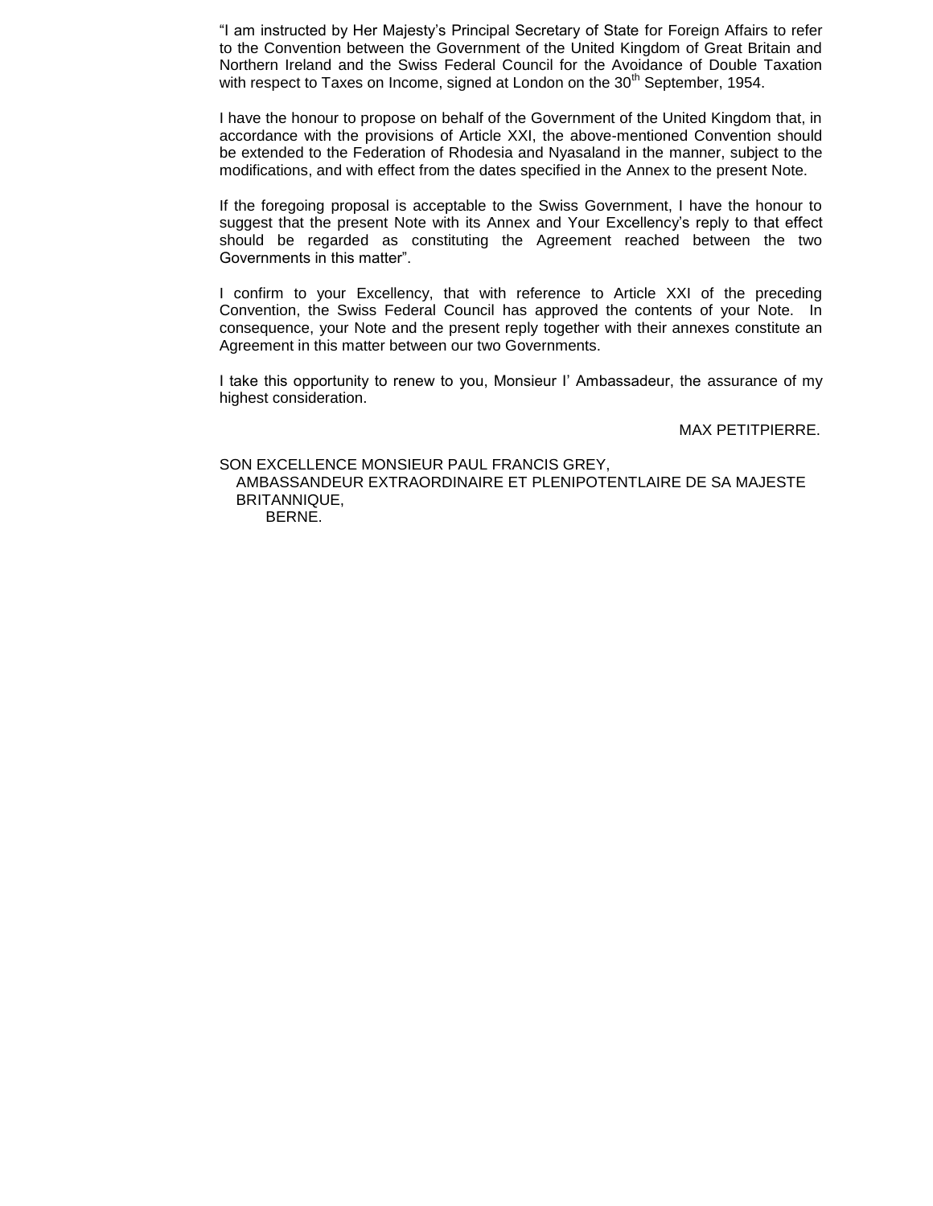"I am instructed by Her Majesty's Principal Secretary of State for Foreign Affairs to refer to the Convention between the Government of the United Kingdom of Great Britain and Northern Ireland and the Swiss Federal Council for the Avoidance of Double Taxation with respect to Taxes on Income, signed at London on the 30th September, 1954.

I have the honour to propose on behalf of the Government of the United Kingdom that, in accordance with the provisions of Article XXI, the above-mentioned Convention should be extended to the Federation of Rhodesia and Nyasaland in the manner, subject to the modifications, and with effect from the dates specified in the Annex to the present Note.

If the foregoing proposal is acceptable to the Swiss Government, I have the honour to suggest that the present Note with its Annex and Your Excellency's reply to that effect should be regarded as constituting the Agreement reached between the two Governments in this matter".

I confirm to your Excellency, that with reference to Article XXI of the preceding Convention, the Swiss Federal Council has approved the contents of your Note. In consequence, your Note and the present reply together with their annexes constitute an Agreement in this matter between our two Governments.

I take this opportunity to renew to you, Monsieur l' Ambassadeur, the assurance of my highest consideration.

MAX PETITPIERRE.

SON EXCELLENCE MONSIEUR PAUL FRANCIS GREY,
AMBASSANDEUR EXTRAORDINAIRE ET PLENIPOTENTLAIRE DE SA MAJESTE BRITANNIQUE,
BERNE.